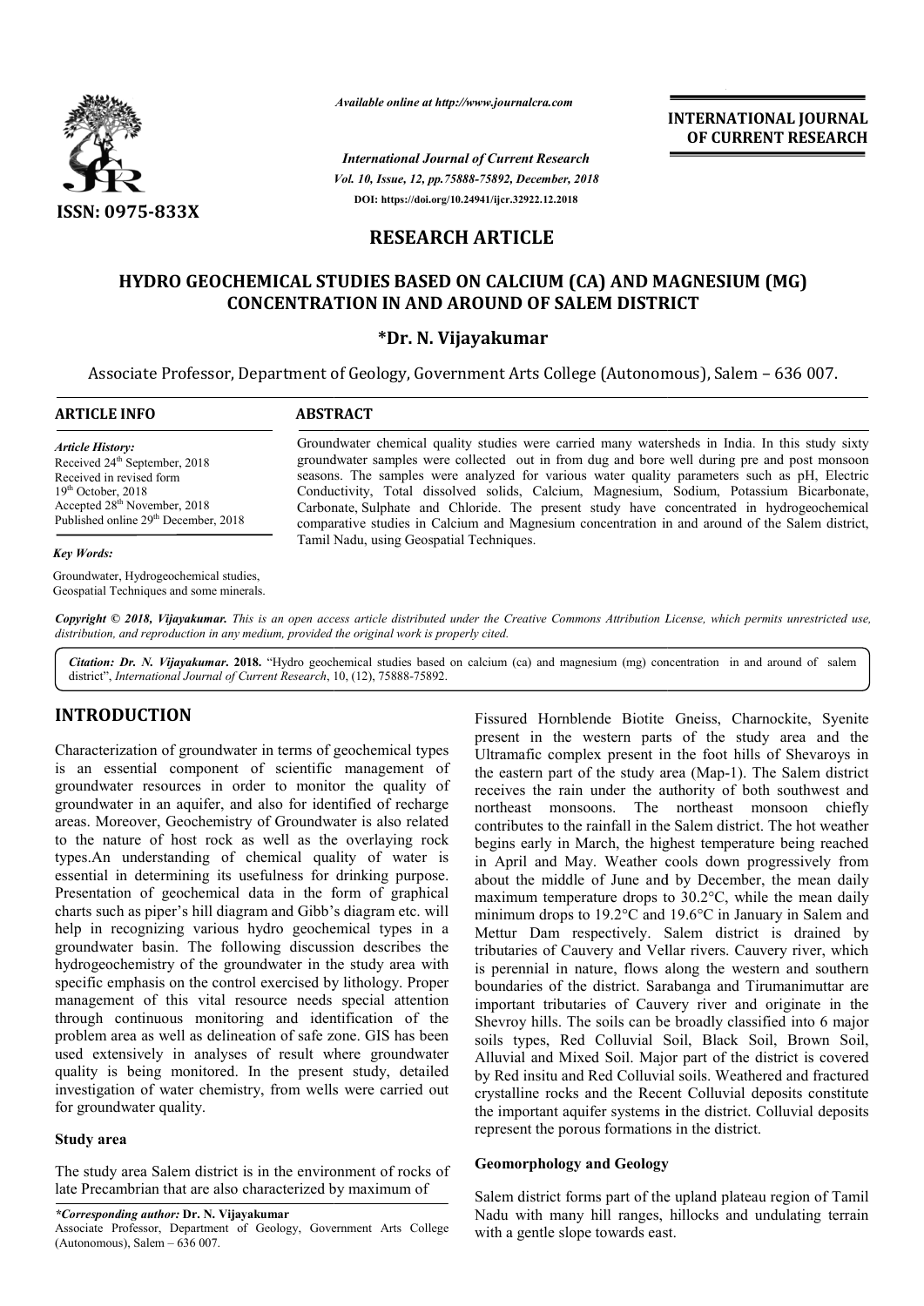*Available online at http://www.journalcra.com*

*International Journal of Current Research*
*Vol. 10, Issue, 12, pp.75888-75892, December, 2018*
**DOI: https://doi.org/10.24941/ijcr.32922.12.2018**

**INTERNATIONAL JOURNAL OF CURRENT RESEARCH**

**ISSN: 0975-833X**

# RESEARCH ARTICLE

# HYDRO GEOCHEMICAL STUDIES BASED ON CALCIUM (CA) AND MAGNESIUM (MG) CONCENTRATION IN AND AROUND OF SALEM DISTRICT

**\*Dr. N. Vijayakumar**

Associate Professor, Department of Geology, Government Arts College (Autonomous), Salem – 636 007.

**ARTICLE INFO**

*Article History:*
Received 24th September, 2018
Received in revised form
19th October, 2018
Accepted 28th November, 2018
Published online 29th December, 2018

*Key Words:*
Groundwater, Hydrogeochemical studies, Geospatial Techniques and some minerals.

**ABSTRACT**

Groundwater chemical quality studies were carried many watersheds in India. In this study sixty groundwater samples were collected out in from dug and bore well during pre and post monsoon seasons. The samples were analyzed for various water quality parameters such as pH, Electric Conductivity, Total dissolved solids, Calcium, Magnesium, Sodium, Potassium Bicarbonate, Carbonate, Sulphate and Chloride. The present study have concentrated in hydrogeochemical comparative studies in Calcium and Magnesium concentration in and around of the Salem district, Tamil Nadu, using Geospatial Techniques.

*Copyright © 2018, Vijayakumar. This is an open access article distributed under the Creative Commons Attribution License, which permits unrestricted use, distribution, and reproduction in any medium, provided the original work is properly cited.*

*Citation: Dr. N. Vijayakumar.* **2018.** "Hydro geochemical studies based on calcium (ca) and magnesium (mg) concentration in and around of salem district", *International Journal of Current Research*, 10, (12), 75888-75892.

## INTRODUCTION

Characterization of groundwater in terms of geochemical types is an essential component of scientific management of groundwater resources in order to monitor the quality of groundwater in an aquifer, and also for identified of recharge areas. Moreover, Geochemistry of Groundwater is also related to the nature of host rock as well as the overlaying rock types.An understanding of chemical quality of water is essential in determining its usefulness for drinking purpose. Presentation of geochemical data in the form of graphical charts such as piper's hill diagram and Gibb's diagram etc. will help in recognizing various hydro geochemical types in a groundwater basin. The following discussion describes the hydrogeochemistry of the groundwater in the study area with specific emphasis on the control exercised by lithology. Proper management of this vital resource needs special attention through continuous monitoring and identification of the problem area as well as delineation of safe zone. GIS has been used extensively in analyses of result where groundwater quality is being monitored. In the present study, detailed investigation of water chemistry, from wells were carried out for groundwater quality.

### Study area

The study area Salem district is in the environment of rocks of late Precambrian that are also characterized by maximum of Fissured Hornblende Biotite Gneiss, Charnockite, Syenite present in the western parts of the study area and the Ultramafic complex present in the foot hills of Shevaroys in the eastern part of the study area (Map-1). The Salem district receives the rain under the authority of both southwest and northeast monsoons. The northeast monsoon chiefly contributes to the rainfall in the Salem district. The hot weather begins early in March, the highest temperature being reached in April and May. Weather cools down progressively from about the middle of June and by December, the mean daily maximum temperature drops to 30.2°C, while the mean daily minimum drops to 19.2°C and 19.6°C in January in Salem and Mettur Dam respectively. Salem district is drained by tributaries of Cauvery and Vellar rivers. Cauvery river, which is perennial in nature, flows along the western and southern boundaries of the district. Sarabanga and Tirumanimuttar are important tributaries of Cauvery river and originate in the Shevroy hills. The soils can be broadly classified into 6 major soils types, Red Colluvial Soil, Black Soil, Brown Soil, Alluvial and Mixed Soil. Major part of the district is covered by Red insitu and Red Colluvial soils. Weathered and fractured crystalline rocks and the Recent Colluvial deposits constitute the important aquifer systems in the district. Colluvial deposits represent the porous formations in the district.

### Geomorphology and Geology

Salem district forms part of the upland plateau region of Tamil Nadu with many hill ranges, hillocks and undulating terrain with a gentle slope towards east.

*\*Corresponding author:* **Dr. N. Vijayakumar**
Associate Professor, Department of Geology, Government Arts College (Autonomous), Salem – 636 007.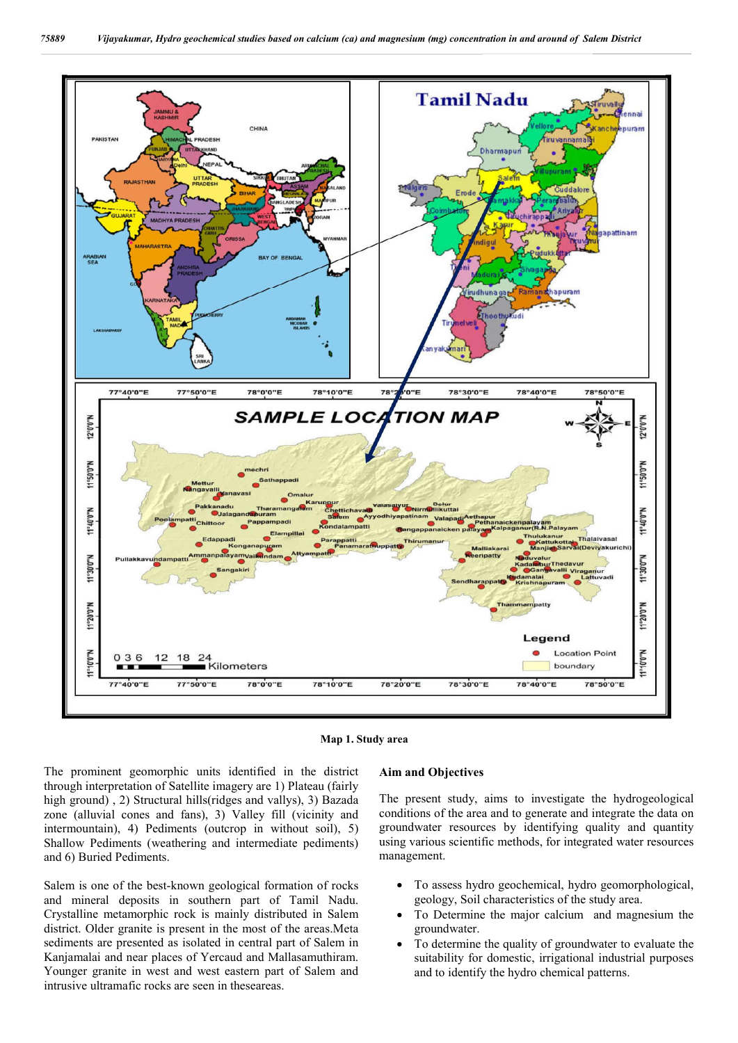Map 1. Study area

The prominent geomorphic units identified in the district through interpretation of Satellite imagery are 1) Plateau (fairly high ground) , 2) Structural hills(ridges and vallys), 3) Bazada zone (alluvial cones and fans), 3) Valley fill (vicinity and intermountain), 4) Pediments (outcrop in without soil), 5) Shallow Pediments (weathering and intermediate pediments) and 6) Buried Pediments.

Salem is one of the best-known geological formation of rocks and mineral deposits in southern part of Tamil Nadu. Crystalline metamorphic rock is mainly distributed in Salem district. Older granite is present in the most of the areas.Meta sediments are presented as isolated in central part of Salem in Kanjamalai and near places of Yercaud and Mallasamuthiram. Younger granite in west and west eastern part of Salem and intrusive ultramafic rocks are seen in theseareas.

## Aim and Objectives

The present study, aims to investigate the hydrogeological conditions of the area and to generate and integrate the data on groundwater resources by identifying quality and quantity using various scientific methods, for integrated water resources management.

- To assess hydro geochemical, hydro geomorphological, geology, Soil characteristics of the study area.
- To Determine the major calcium and magnesium the groundwater.
- To determine the quality of groundwater to evaluate the suitability for domestic, irrigational industrial purposes and to identify the hydro chemical patterns.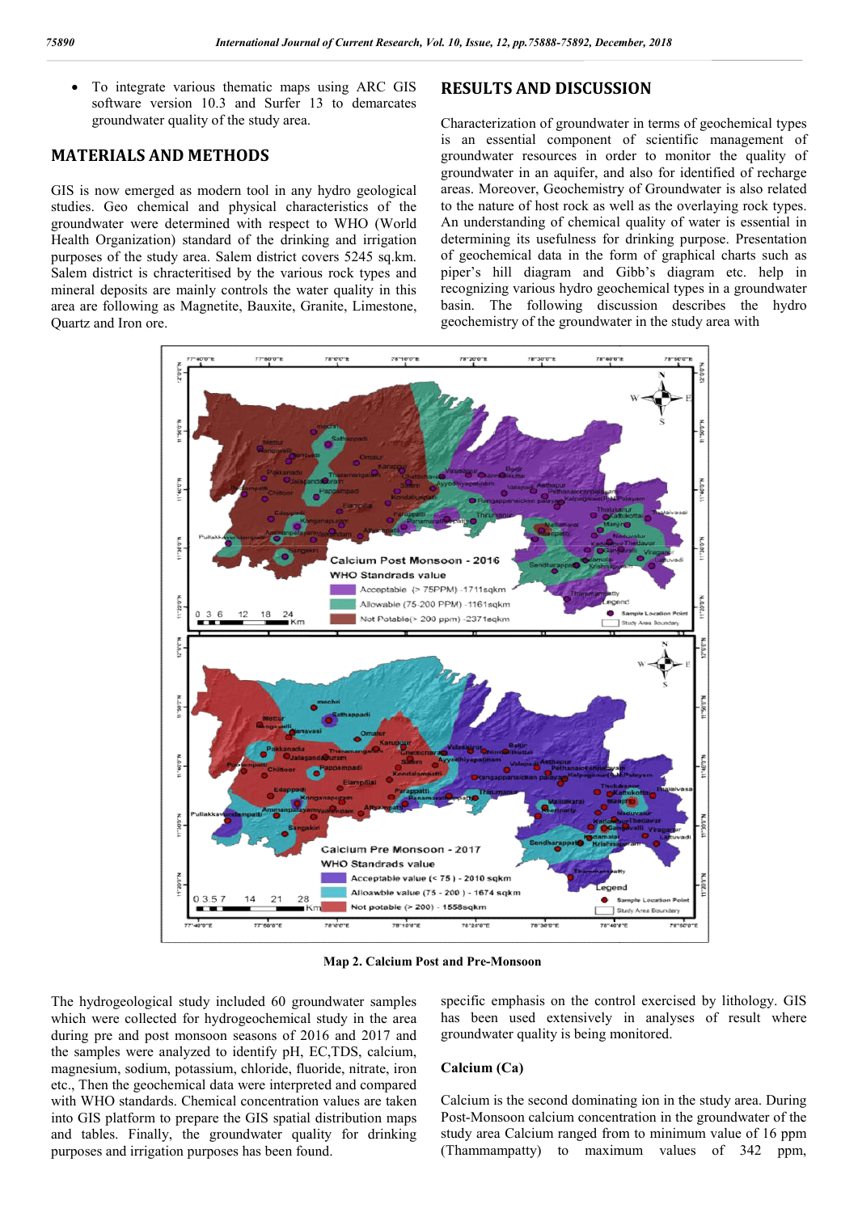- To integrate various thematic maps using ARC GIS software version 10.3 and Surfer 13 to demarcates groundwater quality of the study area.

## MATERIALS AND METHODS

GIS is now emerged as modern tool in any hydro geological studies. Geo chemical and physical characteristics of the groundwater were determined with respect to WHO (World Health Organization) standard of the drinking and irrigation purposes of the study area. Salem district covers 5245 sq.km. Salem district is chracteritised by the various rock types and mineral deposits are mainly controls the water quality in this area are following as Magnetite, Bauxite, Granite, Limestone, Quartz and Iron ore.

The hydrogeological study included 60 groundwater samples which were collected for hydrogeochemical study in the area during pre and post monsoon seasons of 2016 and 2017 and the samples were analyzed to identify pH, EC,TDS, calcium, magnesium, sodium, potassium, chloride, fluoride, nitrate, iron etc., Then the geochemical data were interpreted and compared with WHO standards. Chemical concentration values are taken into GIS platform to prepare the GIS spatial distribution maps and tables. Finally, the groundwater quality for drinking purposes and irrigation purposes has been found.

## RESULTS AND DISCUSSION

Characterization of groundwater in terms of geochemical types is an essential component of scientific management of groundwater resources in order to monitor the quality of groundwater in an aquifer, and also for identified of recharge areas. Moreover, Geochemistry of Groundwater is also related to the nature of host rock as well as the overlaying rock types. An understanding of chemical quality of water is essential in determining its usefulness for drinking purpose. Presentation of geochemical data in the form of graphical charts such as piper's hill diagram and Gibb's diagram etc. help in recognizing various hydro geochemical types in a groundwater basin. The following discussion describes the hydro geochemistry of the groundwater in the study area with specific emphasis on the control exercised by lithology. GIS has been used extensively in analyses of result where groundwater quality is being monitored.

**Map 2. Calcium Post and Pre-Monsoon**

### Calcium (Ca)

Calcium is the second dominating ion in the study area. During Post-Monsoon calcium concentration in the groundwater of the study area Calcium ranged from to minimum value of 16 ppm (Thammampatty) to maximum values of 342 ppm,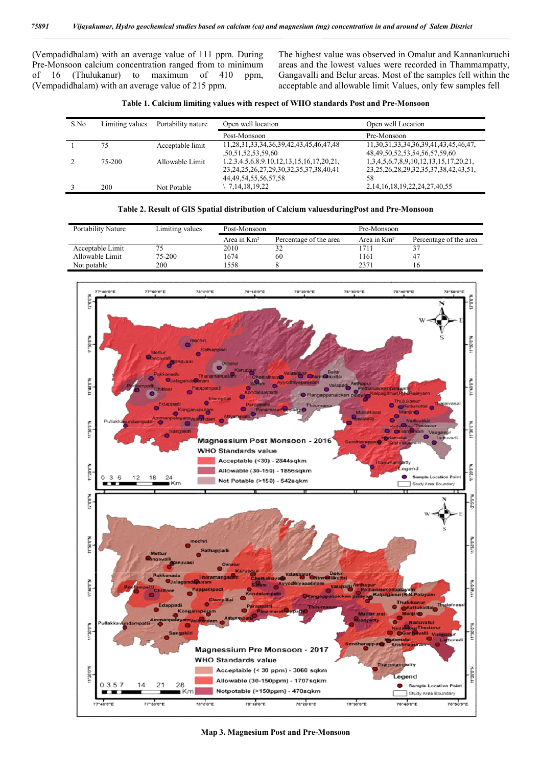(Vempadidhalam) with an average value of 111 ppm. During Pre-Monsoon calcium concentration ranged from to minimum of 16 (Thulukanur) to maximum of 410 ppm, (Vempadidhalam) with an average value of 215 ppm.

The highest value was observed in Omalur and Kannankuruchi areas and the lowest values were recorded in Thammampatty, Gangavalli and Belur areas. Most of the samples fell within the acceptable and allowable limit Values, only few samples fell

**Table 1. Calcium limiting values with respect of WHO standards Post and Pre-Monsoon**

| S.No | Limiting values | Portability nature | Open well location | Open well Location |
|---|---|---|---|---|
| | | | Post-Monsoon | Pre-Monsoon |
| 1 | 75 | Acceptable limit | 11,28,31,33,34,36,39,42,43,45,46,47,48 ,50,51,52,53,59,60 | 11,30,31,33,34,36,39,41,43,45,46,47, 48,49,50,52,53,54,56,57,59,60 |
| 2 | 75-200 | Allowable Limit | 1.2.3.4.5.6.8.9.10,12,13,15,16,17,20,21, 23,24,25,26,27,29,30,32,35,37,38,40,41 44,49,54,55,56,57,58 | 1,3,4,5,6,7,8,9,10,12,13,15,17,20,21, 23,25,26,28,29,32,35,37,38,42,43,51, 58 |
| 3 | 200 | Not Potable | \ 7,14,18,19,22 | 2,14,16,18,19,22,24,27,40,55 |

**Table 2. Result of GIS Spatial distribution of Calcium valuesduringPost and Pre-Monsoon**

| Portability Nature | Limiting values | Post-Monsoon | | Pre-Monsoon | |
|---|---|---|---|---|---|
| | | Area in Km² | Percentage of the area | Area in Km² | Percentage of the area |
| Acceptable Limit | 75 | 2010 | 32 | 1711 | 37 |
| Allowable Limit | 75-200 | 1674 | 60 | 1161 | 47 |
| Not potable | 200 | 1558 | 8 | 2371 | 16 |

**Map 3. Magnesium Post and Pre-Monsoon**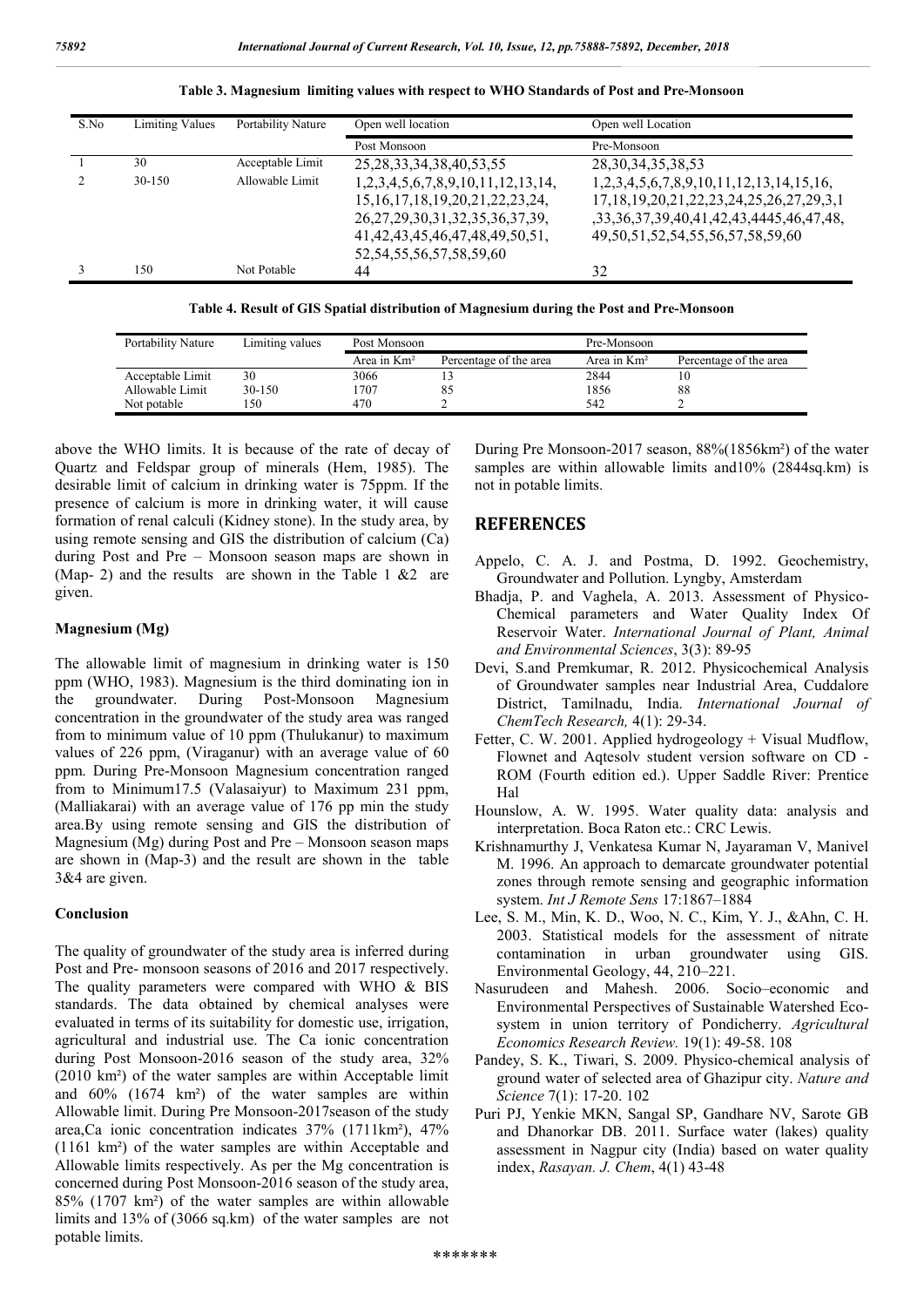**Table 3. Magnesium limiting values with respect to WHO Standards of Post and Pre-Monsoon**

| S.No | Limiting Values | Portability Nature | Open well location | Open well Location |
|---|---|---|---|---|
| | | | Post Monsoon | Pre-Monsoon |
| 1 | 30 | Acceptable Limit | 25,28,33,34,38,40,53,55 | 28,30,34,35,38,53 |
| 2 | 30-150 | Allowable Limit | 1,2,3,4,5,6,7,8,9,10,11,12,13,14, 15,16,17,18,19,20,21,22,23,24, 26,27,29,30,31,32,35,36,37,39, 41,42,43,45,46,47,48,49,50,51, 52,54,55,56,57,58,59,60 | 1,2,3,4,5,6,7,8,9,10,11,12,13,14,15,16, 17,18,19,20,21,22,23,24,25,26,27,29,3,1 ,33,36,37,39,40,41,42,43,4445,46,47,48, 49,50,51,52,54,55,56,57,58,59,60 |
| 3 | 150 | Not Potable | 44 | 32 |

**Table 4. Result of GIS Spatial distribution of Magnesium during the Post and Pre-Monsoon**

| Portability Nature | Limiting values | Post Monsoon | | Pre-Monsoon | |
|---|---|---|---|---|---|
| | | Area in Km² | Percentage of the area | Area in Km² | Percentage of the area |
| Acceptable Limit | 30 | 3066 | 13 | 2844 | 10 |
| Allowable Limit | 30-150 | 1707 | 85 | 1856 | 88 |
| Not potable | 150 | 470 | 2 | 542 | 2 |

above the WHO limits. It is because of the rate of decay of Quartz and Feldspar group of minerals (Hem, 1985). The desirable limit of calcium in drinking water is 75ppm. If the presence of calcium is more in drinking water, it will cause formation of renal calculi (Kidney stone). In the study area, by using remote sensing and GIS the distribution of calcium (Ca) during Post and Pre – Monsoon season maps are shown in (Map- 2) and the results are shown in the Table 1 &2 are given.

### Magnesium (Mg)

The allowable limit of magnesium in drinking water is 150 ppm (WHO, 1983). Magnesium is the third dominating ion in the groundwater. During Post-Monsoon Magnesium concentration in the groundwater of the study area was ranged from to minimum value of 10 ppm (Thulukanur) to maximum values of 226 ppm, (Viraganur) with an average value of 60 ppm. During Pre-Monsoon Magnesium concentration ranged from to Minimum17.5 (Valasaiyur) to Maximum 231 ppm, (Malliakarai) with an average value of 176 pp min the study area.By using remote sensing and GIS the distribution of Magnesium (Mg) during Post and Pre – Monsoon season maps are shown in (Map-3) and the result are shown in the table 3&4 are given.

### Conclusion

The quality of groundwater of the study area is inferred during Post and Pre- monsoon seasons of 2016 and 2017 respectively. The quality parameters were compared with WHO & BIS standards. The data obtained by chemical analyses were evaluated in terms of its suitability for domestic use, irrigation, agricultural and industrial use. The Ca ionic concentration during Post Monsoon-2016 season of the study area, 32% (2010 km²) of the water samples are within Acceptable limit and 60% (1674 km²) of the water samples are within Allowable limit. During Pre Monsoon-2017season of the study area,Ca ionic concentration indicates 37% (1711km²), 47% (1161 km²) of the water samples are within Acceptable and Allowable limits respectively. As per the Mg concentration is concerned during Post Monsoon-2016 season of the study area, 85% (1707 km²) of the water samples are within allowable limits and 13% of (3066 sq.km) of the water samples are not potable limits.

During Pre Monsoon-2017 season, 88%(1856km²) of the water samples are within allowable limits and10% (2844sq.km) is not in potable limits.

## REFERENCES

Appelo, C. A. J. and Postma, D. 1992. Geochemistry, Groundwater and Pollution. Lyngby, Amsterdam

Bhadja, P. and Vaghela, A. 2013. Assessment of Physico-Chemical parameters and Water Quality Index Of Reservoir Water. *International Journal of Plant, Animal and Environmental Sciences*, 3(3): 89-95

Devi, S.and Premkumar, R. 2012. Physicochemical Analysis of Groundwater samples near Industrial Area, Cuddalore District, Tamilnadu, India. *International Journal of ChemTech Research,* 4(1): 29-34.

Fetter, C. W. 2001. Applied hydrogeology + Visual Mudflow, Flownet and Aqtesolv student version software on CD - ROM (Fourth edition ed.). Upper Saddle River: Prentice Hal

Hounslow, A. W. 1995. Water quality data: analysis and interpretation. Boca Raton etc.: CRC Lewis.

Krishnamurthy J, Venkatesa Kumar N, Jayaraman V, Manivel M. 1996. An approach to demarcate groundwater potential zones through remote sensing and geographic information system. *Int J Remote Sens* 17:1867–1884

Lee, S. M., Min, K. D., Woo, N. C., Kim, Y. J., &Ahn, C. H. 2003. Statistical models for the assessment of nitrate contamination in urban groundwater using GIS. Environmental Geology, 44, 210–221.

Nasurudeen and Mahesh. 2006. Socio–economic and Environmental Perspectives of Sustainable Watershed Eco-system in union territory of Pondicherry. *Agricultural Economics Research Review.* 19(1): 49-58. 108

Pandey, S. K., Tiwari, S. 2009. Physico-chemical analysis of ground water of selected area of Ghazipur city. *Nature and Science* 7(1): 17-20. 102

Puri PJ, Yenkie MKN, Sangal SP, Gandhare NV, Sarote GB and Dhanorkar DB. 2011. Surface water (lakes) quality assessment in Nagpur city (India) based on water quality index, *Rasayan. J. Chem*, 4(1) 43-48

*******